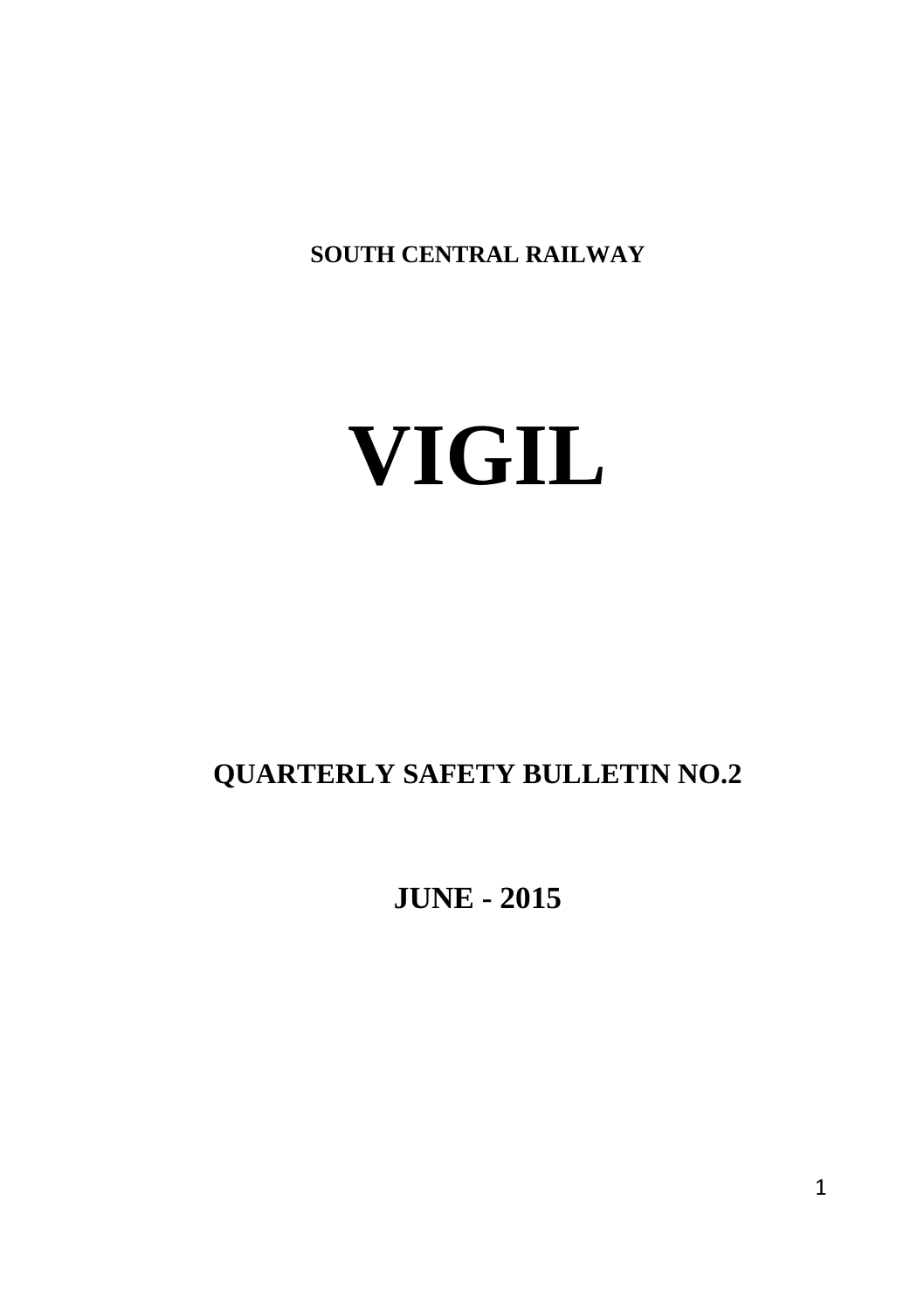**SOUTH CENTRAL RAILWAY**

# VIGIL

## QUARTERLY SAFETY BULLETIN NO.2

## JUNE - 2015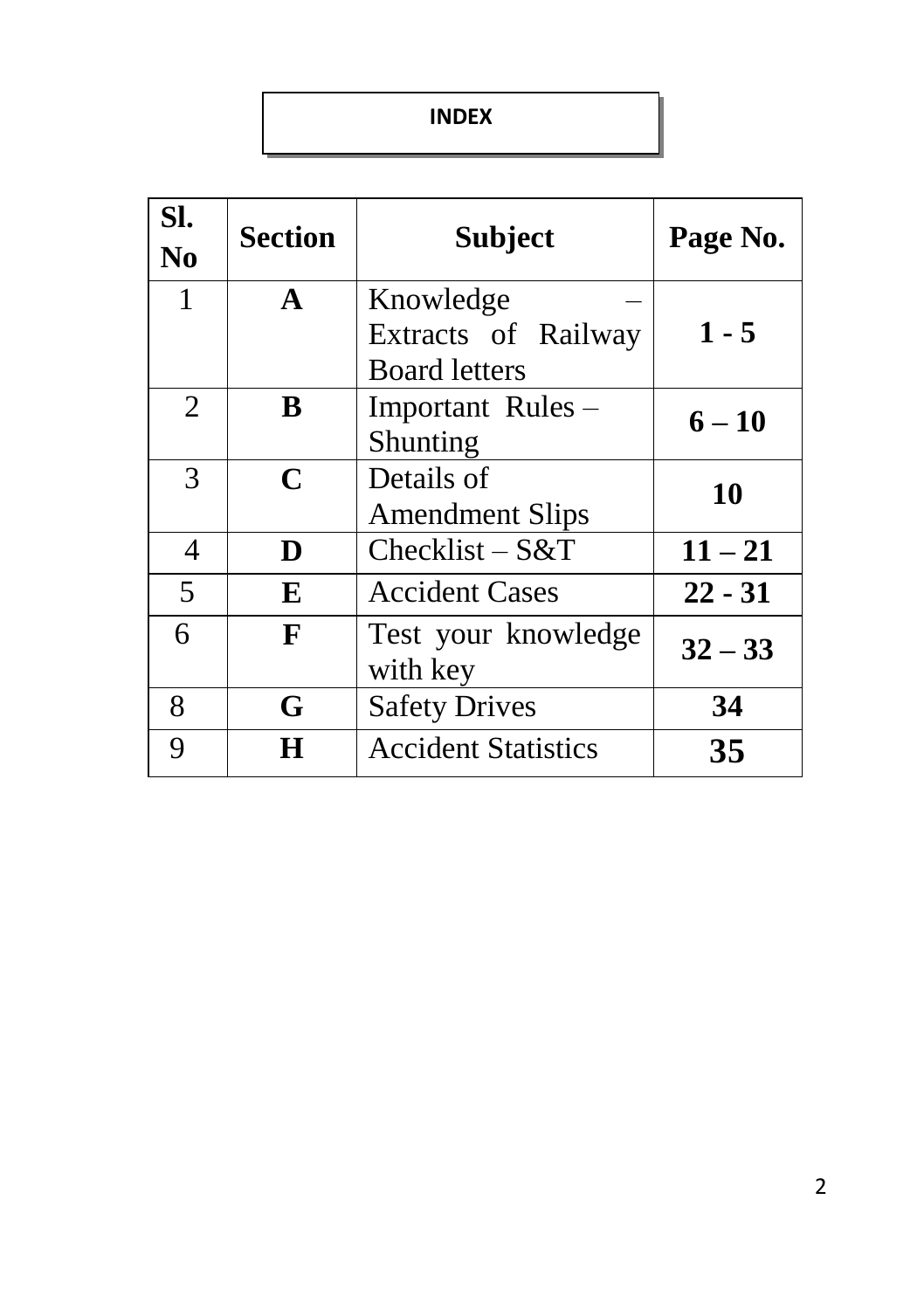# INDEX

| Sl. No | Section | Subject | Page No. |
|---|---|---|---|
| 1 | **A** | Knowledge – Extracts of Railway Board letters | **1 - 5** |
| 2 | **B** | Important Rules – Shunting | **6 – 10** |
| 3 | **C** | Details of Amendment Slips | **10** |
| 4 | **D** | Checklist – S&T | **11 – 21** |
| 5 | **E** | Accident Cases | **22 - 31** |
| 6 | **F** | Test your knowledge with key | **32 – 33** |
| 8 | **G** | Safety Drives | **34** |
| 9 | **H** | Accident Statistics | **35** |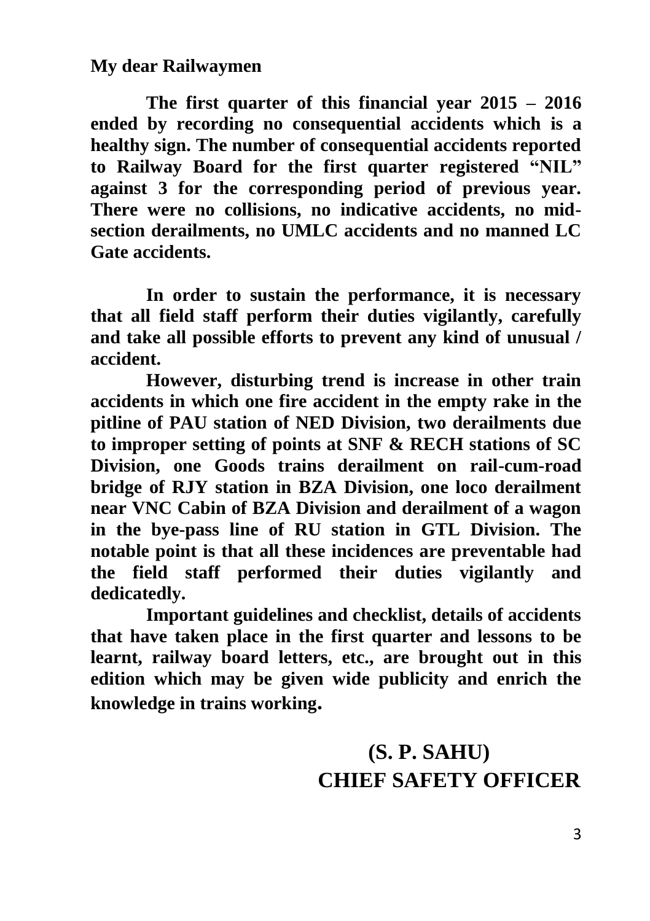**My dear Railwaymen**

**The first quarter of this financial year 2015 – 2016 ended by recording no consequential accidents which is a healthy sign. The number of consequential accidents reported to Railway Board for the first quarter registered "NIL" against 3 for the corresponding period of previous year. There were no collisions, no indicative accidents, no mid-section derailments, no UMLC accidents and no manned LC Gate accidents.**

**In order to sustain the performance, it is necessary that all field staff perform their duties vigilantly, carefully and take all possible efforts to prevent any kind of unusual / accident.**

**However, disturbing trend is increase in other train accidents in which one fire accident in the empty rake in the pitline of PAU station of NED Division, two derailments due to improper setting of points at SNF & RECH stations of SC Division, one Goods trains derailment on rail-cum-road bridge of RJY station in BZA Division, one loco derailment near VNC Cabin of BZA Division and derailment of a wagon in the bye-pass line of RU station in GTL Division. The notable point is that all these incidences are preventable had the field staff performed their duties vigilantly and dedicatedly.**

**Important guidelines and checklist, details of accidents that have taken place in the first quarter and lessons to be learnt, railway board letters, etc., are brought out in this edition which may be given wide publicity and enrich the knowledge in trains working.**

**(S. P. SAHU)**
**CHIEF SAFETY OFFICER**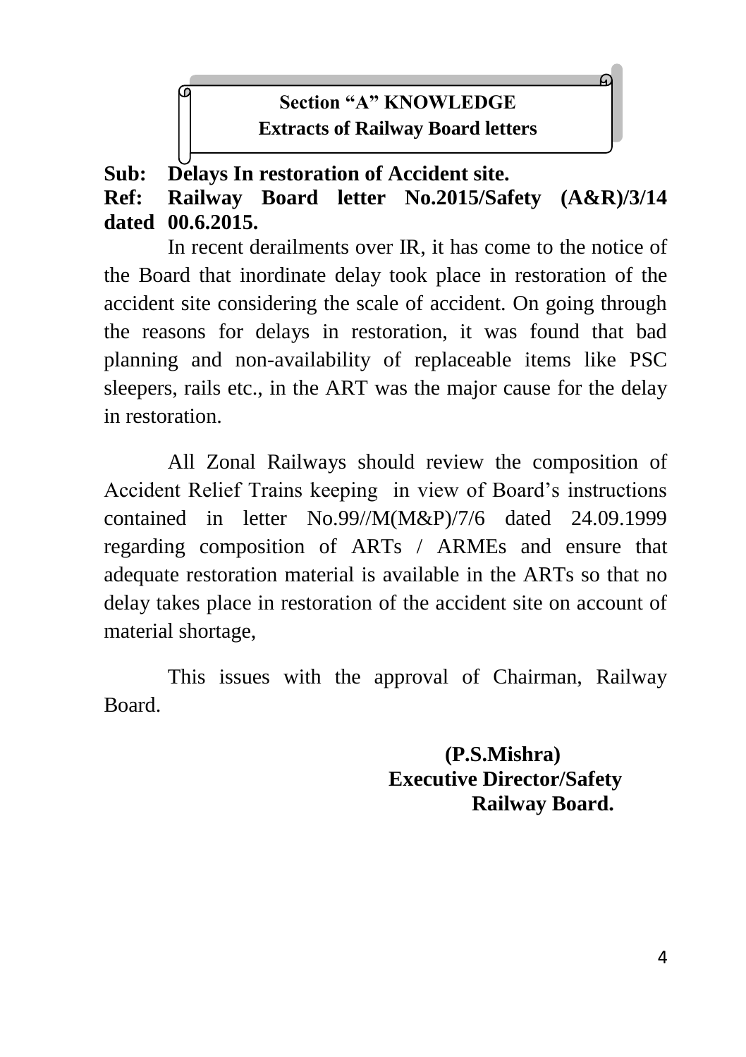## Section "A" KNOWLEDGE

### Extracts of Railway Board letters

**Sub: Delays In restoration of Accident site.**

**Ref: Railway Board letter No.2015/Safety (A&R)/3/14 dated 00.6.2015.**

In recent derailments over IR, it has come to the notice of the Board that inordinate delay took place in restoration of the accident site considering the scale of accident. On going through the reasons for delays in restoration, it was found that bad planning and non-availability of replaceable items like PSC sleepers, rails etc., in the ART was the major cause for the delay in restoration.

All Zonal Railways should review the composition of Accident Relief Trains keeping in view of Board's instructions contained in letter No.99//M(M&P)/7/6 dated 24.09.1999 regarding composition of ARTs / ARMEs and ensure that adequate restoration material is available in the ARTs so that no delay takes place in restoration of the accident site on account of material shortage,

This issues with the approval of Chairman, Railway Board.

**(P.S.Mishra)**
**Executive Director/Safety**
**Railway Board.**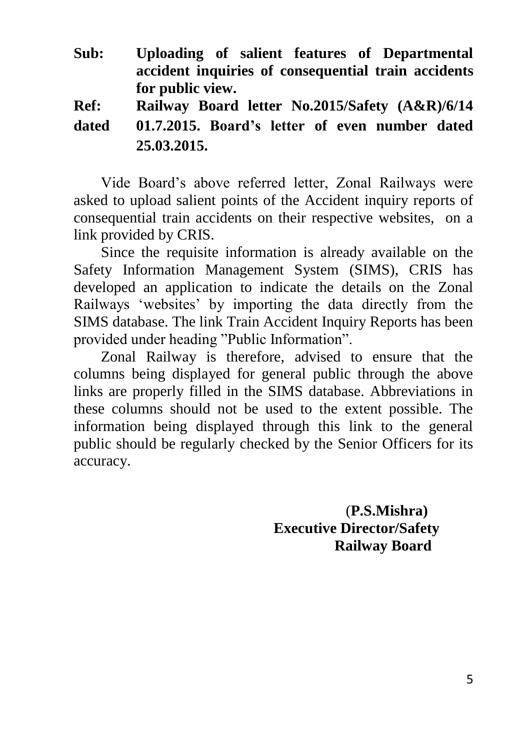**Sub:** **Uploading of salient features of Departmental accident inquiries of consequential train accidents for public view.**

**Ref:** **Railway Board letter No.2015/Safety (A&R)/6/14**
**dated** **01.7.2015. Board's letter of even number dated 25.03.2015.**

Vide Board's above referred letter, Zonal Railways were asked to upload salient points of the Accident inquiry reports of consequential train accidents on their respective websites, on a link provided by CRIS.

Since the requisite information is already available on the Safety Information Management System (SIMS), CRIS has developed an application to indicate the details on the Zonal Railways 'websites' by importing the data directly from the SIMS database. The link Train Accident Inquiry Reports has been provided under heading "Public Information".

Zonal Railway is therefore, advised to ensure that the columns being displayed for general public through the above links are properly filled in the SIMS database. Abbreviations in these columns should not be used to the extent possible. The information being displayed through this link to the general public should be regularly checked by the Senior Officers for its accuracy.

**(P.S.Mishra)**
**Executive Director/Safety**
**Railway Board**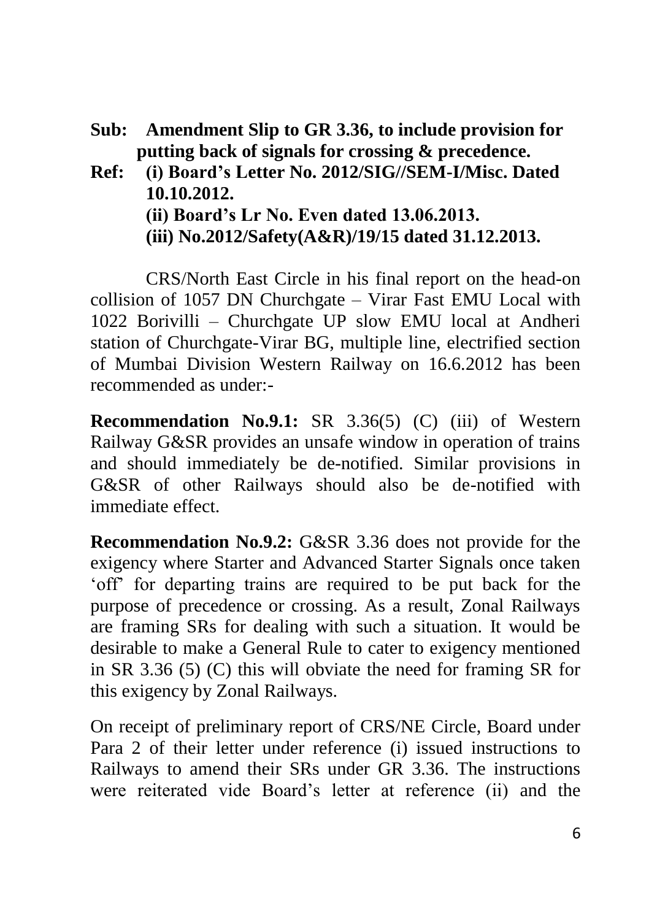**Sub: Amendment Slip to GR 3.36, to include provision for putting back of signals for crossing & precedence.**

**Ref: (i) Board's Letter No. 2012/SIG//SEM-I/Misc. Dated 10.10.2012.**
**(ii) Board's Lr No. Even dated 13.06.2013.**
**(iii) No.2012/Safety(A&R)/19/15 dated 31.12.2013.**

CRS/North East Circle in his final report on the head-on collision of 1057 DN Churchgate – Virar Fast EMU Local with 1022 Borivilli – Churchgate UP slow EMU local at Andheri station of Churchgate-Virar BG, multiple line, electrified section of Mumbai Division Western Railway on 16.6.2012 has been recommended as under:-

**Recommendation No.9.1:** SR 3.36(5) (C) (iii) of Western Railway G&SR provides an unsafe window in operation of trains and should immediately be de-notified. Similar provisions in G&SR of other Railways should also be de-notified with immediate effect.

**Recommendation No.9.2:** G&SR 3.36 does not provide for the exigency where Starter and Advanced Starter Signals once taken 'off' for departing trains are required to be put back for the purpose of precedence or crossing. As a result, Zonal Railways are framing SRs for dealing with such a situation. It would be desirable to make a General Rule to cater to exigency mentioned in SR 3.36 (5) (C) this will obviate the need for framing SR for this exigency by Zonal Railways.

On receipt of preliminary report of CRS/NE Circle, Board under Para 2 of their letter under reference (i) issued instructions to Railways to amend their SRs under GR 3.36. The instructions were reiterated vide Board's letter at reference (ii) and the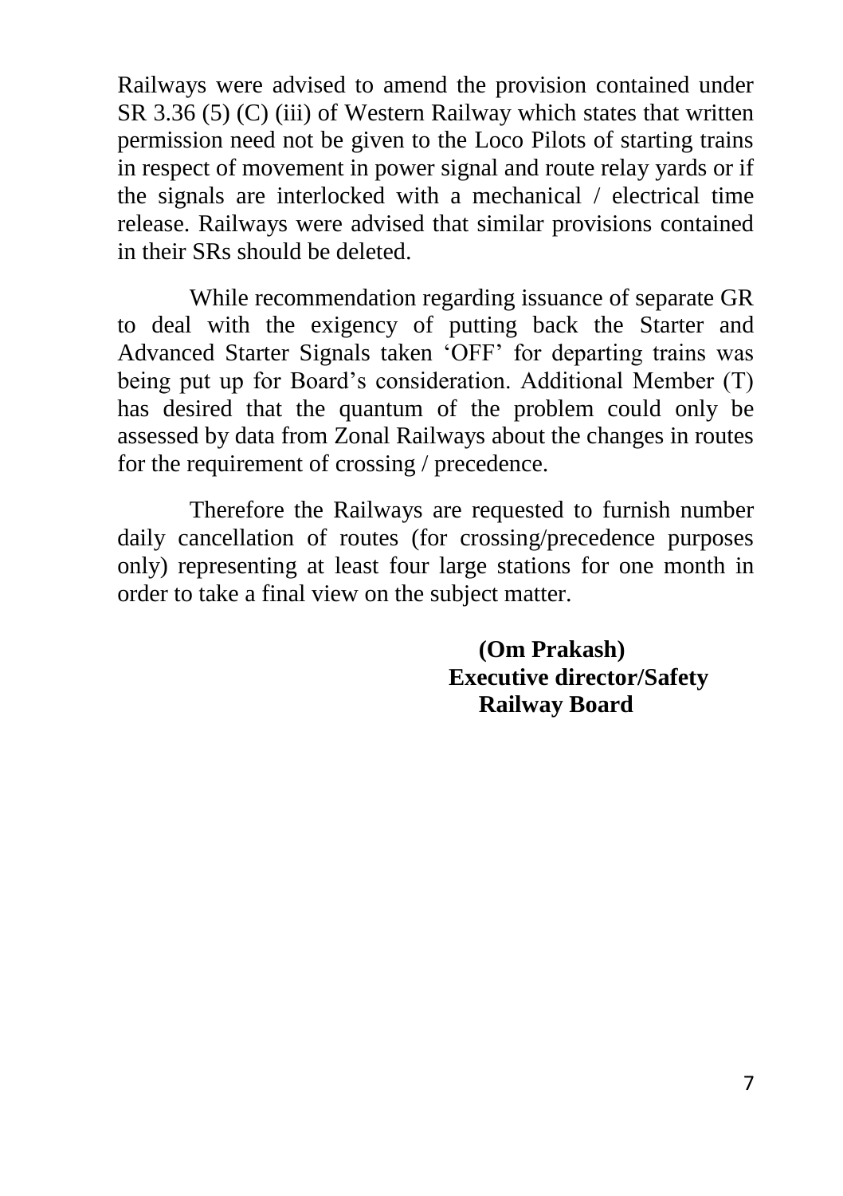Railways were advised to amend the provision contained under SR 3.36 (5) (C) (iii) of Western Railway which states that written permission need not be given to the Loco Pilots of starting trains in respect of movement in power signal and route relay yards or if the signals are interlocked with a mechanical / electrical time release. Railways were advised that similar provisions contained in their SRs should be deleted.

While recommendation regarding issuance of separate GR to deal with the exigency of putting back the Starter and Advanced Starter Signals taken 'OFF' for departing trains was being put up for Board's consideration. Additional Member (T) has desired that the quantum of the problem could only be assessed by data from Zonal Railways about the changes in routes for the requirement of crossing / precedence.

Therefore the Railways are requested to furnish number daily cancellation of routes (for crossing/precedence purposes only) representing at least four large stations for one month in order to take a final view on the subject matter.

**(Om Prakash)**
**Executive director/Safety**
**Railway Board**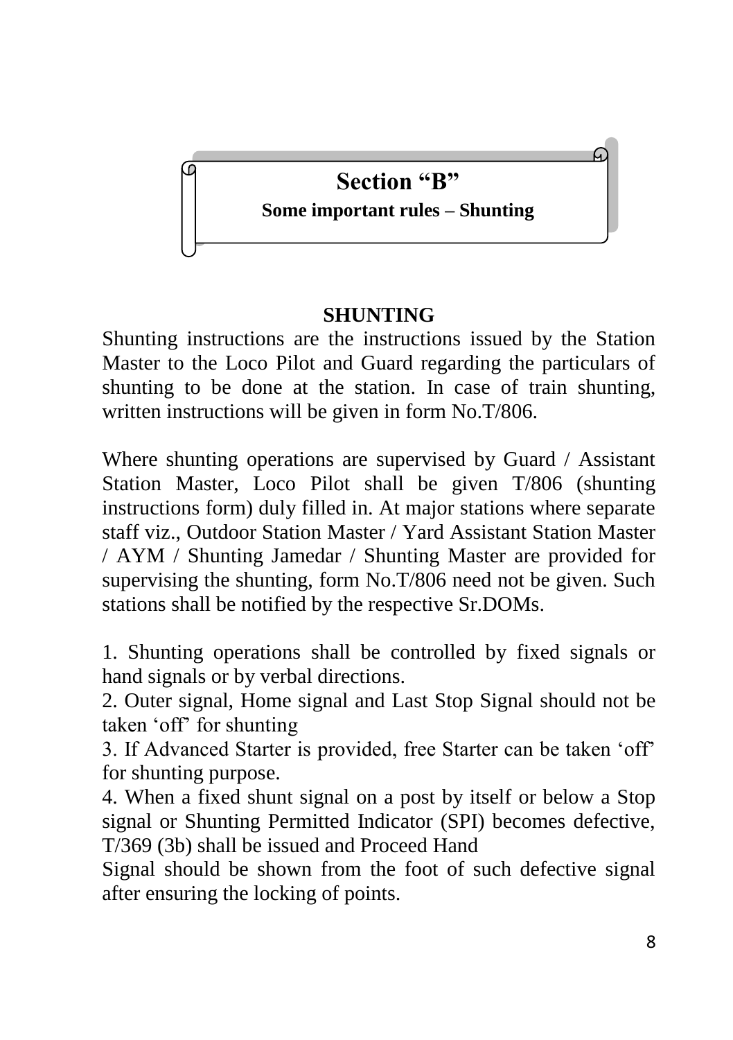# Section "B"

**Some important rules – Shunting**

## SHUNTING

Shunting instructions are the instructions issued by the Station Master to the Loco Pilot and Guard regarding the particulars of shunting to be done at the station. In case of train shunting, written instructions will be given in form No.T/806.

Where shunting operations are supervised by Guard / Assistant Station Master, Loco Pilot shall be given T/806 (shunting instructions form) duly filled in. At major stations where separate staff viz., Outdoor Station Master / Yard Assistant Station Master / AYM / Shunting Jamedar / Shunting Master are provided for supervising the shunting, form No.T/806 need not be given. Such stations shall be notified by the respective Sr.DOMs.

1. Shunting operations shall be controlled by fixed signals or hand signals or by verbal directions.
2. Outer signal, Home signal and Last Stop Signal should not be taken 'off' for shunting
3. If Advanced Starter is provided, free Starter can be taken 'off' for shunting purpose.
4. When a fixed shunt signal on a post by itself or below a Stop signal or Shunting Permitted Indicator (SPI) becomes defective, T/369 (3b) shall be issued and Proceed Hand Signal should be shown from the foot of such defective signal after ensuring the locking of points.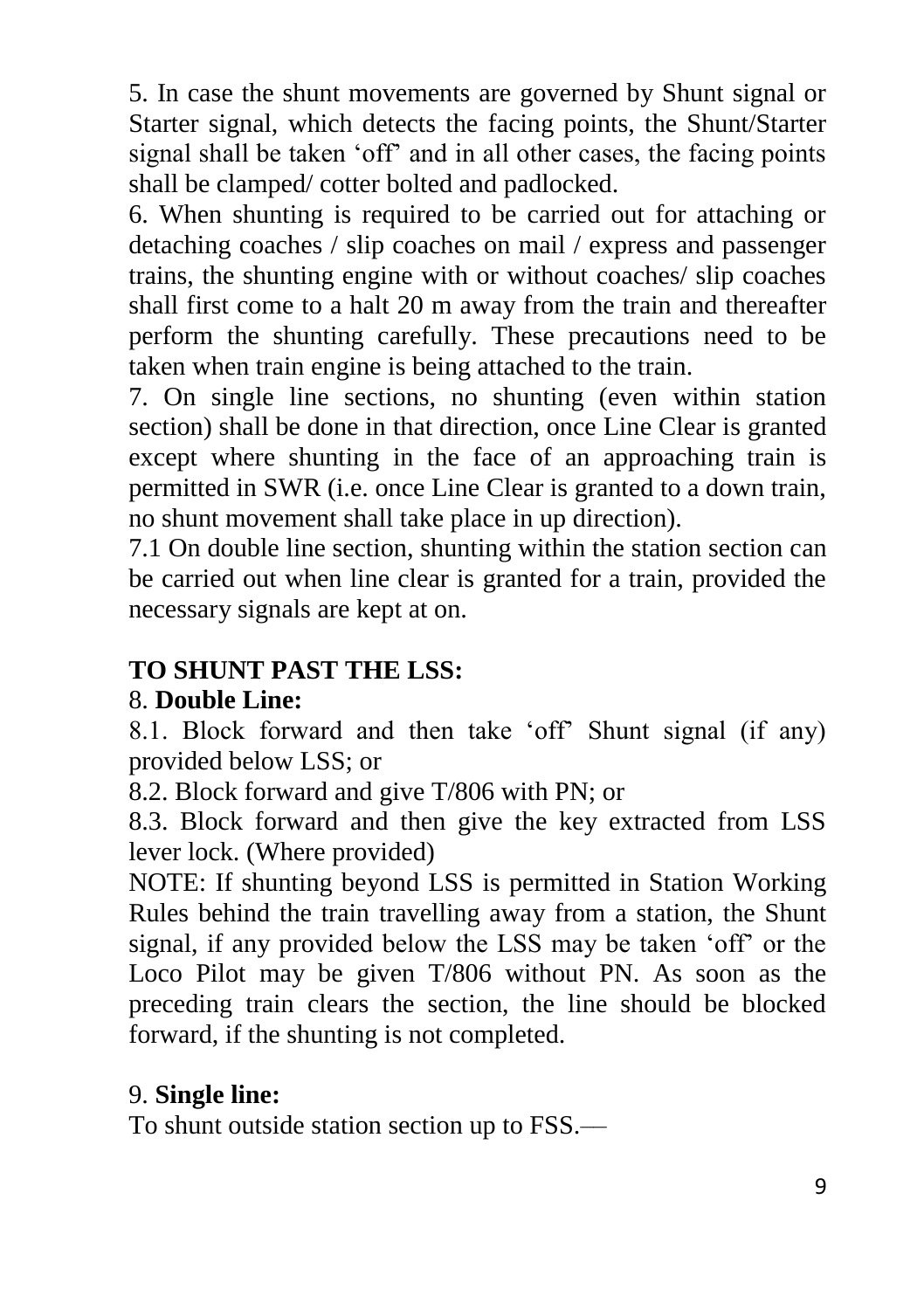5. In case the shunt movements are governed by Shunt signal or Starter signal, which detects the facing points, the Shunt/Starter signal shall be taken 'off' and in all other cases, the facing points shall be clamped/ cotter bolted and padlocked.

6. When shunting is required to be carried out for attaching or detaching coaches / slip coaches on mail / express and passenger trains, the shunting engine with or without coaches/ slip coaches shall first come to a halt 20 m away from the train and thereafter perform the shunting carefully. These precautions need to be taken when train engine is being attached to the train.

7. On single line sections, no shunting (even within station section) shall be done in that direction, once Line Clear is granted except where shunting in the face of an approaching train is permitted in SWR (i.e. once Line Clear is granted to a down train, no shunt movement shall take place in up direction).

7.1 On double line section, shunting within the station section can be carried out when line clear is granted for a train, provided the necessary signals are kept at on.

**TO SHUNT PAST THE LSS:**

8. **Double Line:**

8.1. Block forward and then take 'off' Shunt signal (if any) provided below LSS; or

8.2. Block forward and give T/806 with PN; or

8.3. Block forward and then give the key extracted from LSS lever lock. (Where provided)

NOTE: If shunting beyond LSS is permitted in Station Working Rules behind the train travelling away from a station, the Shunt signal, if any provided below the LSS may be taken 'off' or the Loco Pilot may be given T/806 without PN. As soon as the preceding train clears the section, the line should be blocked forward, if the shunting is not completed.

9. **Single line:**

To shunt outside station section up to FSS.—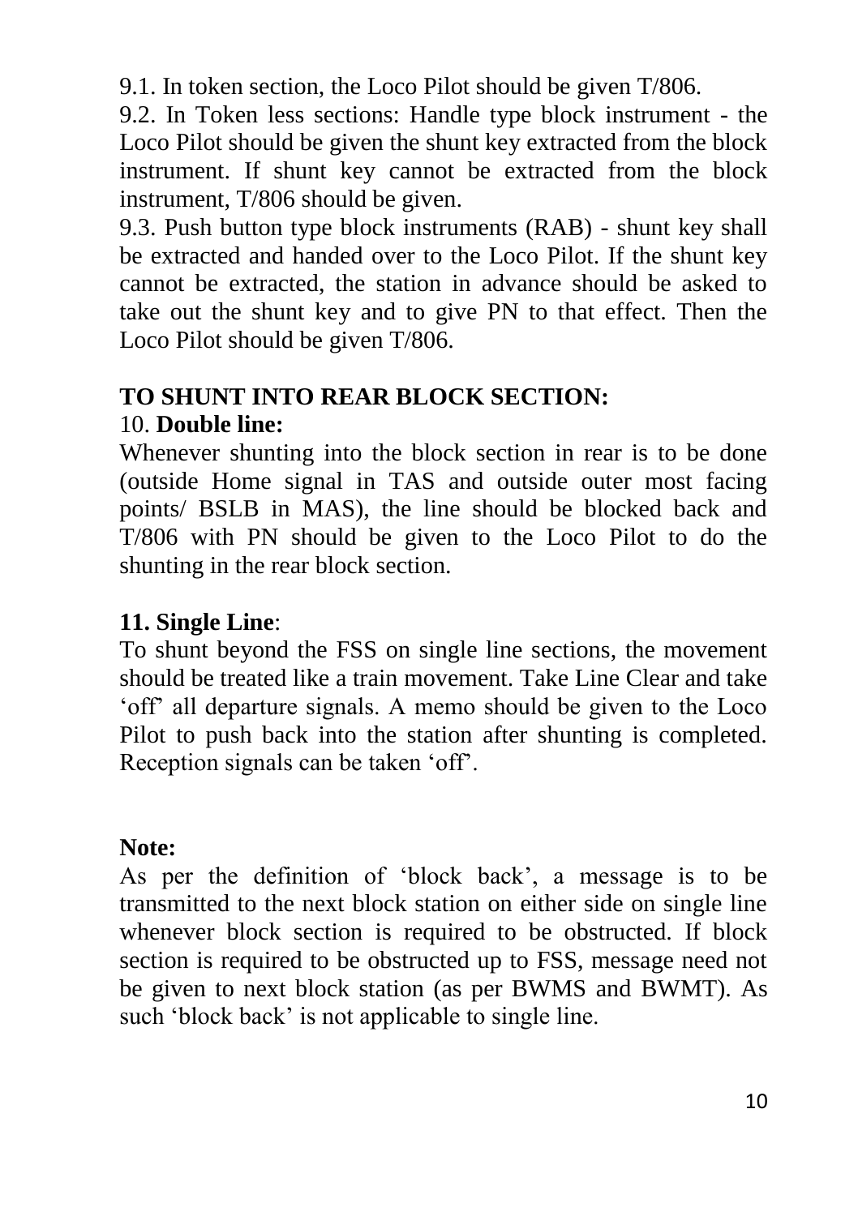9.1. In token section, the Loco Pilot should be given T/806.

9.2. In Token less sections: Handle type block instrument - the Loco Pilot should be given the shunt key extracted from the block instrument. If shunt key cannot be extracted from the block instrument, T/806 should be given.

9.3. Push button type block instruments (RAB) - shunt key shall be extracted and handed over to the Loco Pilot. If the shunt key cannot be extracted, the station in advance should be asked to take out the shunt key and to give PN to that effect. Then the Loco Pilot should be given T/806.

**TO SHUNT INTO REAR BLOCK SECTION:**

10. **Double line:**

Whenever shunting into the block section in rear is to be done (outside Home signal in TAS and outside outer most facing points/ BSLB in MAS), the line should be blocked back and T/806 with PN should be given to the Loco Pilot to do the shunting in the rear block section.

**11. Single Line**:

To shunt beyond the FSS on single line sections, the movement should be treated like a train movement. Take Line Clear and take 'off' all departure signals. A memo should be given to the Loco Pilot to push back into the station after shunting is completed. Reception signals can be taken 'off'.

**Note:**

As per the definition of 'block back', a message is to be transmitted to the next block station on either side on single line whenever block section is required to be obstructed. If block section is required to be obstructed up to FSS, message need not be given to next block station (as per BWMS and BWMT). As such 'block back' is not applicable to single line.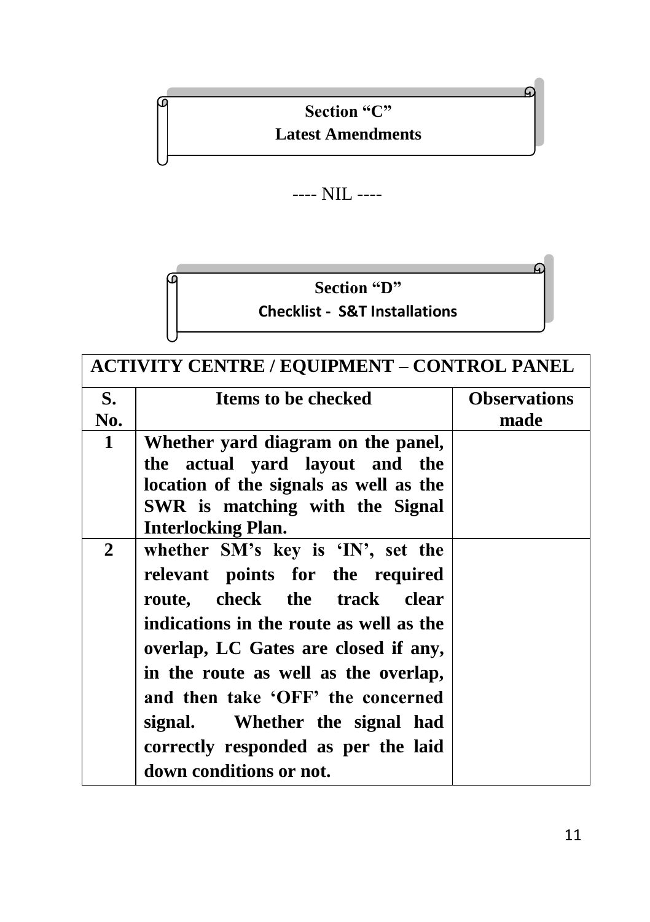## Section "C"
## Latest Amendments

---- NIL ----

## Section "D"
## Checklist - S&T Installations

| ACTIVITY CENTRE / EQUIPMENT – CONTROL PANEL | | |
|---|---|---|
| **S. No.** | **Items to be checked** | **Observations made** |
| **1** | **Whether yard diagram on the panel, the actual yard layout and the location of the signals as well as the SWR is matching with the Signal Interlocking Plan.** | |
| **2** | **whether SM's key is 'IN', set the relevant points for the required route, check the track clear indications in the route as well as the overlap, LC Gates are closed if any, in the route as well as the overlap, and then take 'OFF' the concerned signal. Whether the signal had correctly responded as per the laid down conditions or not.** | |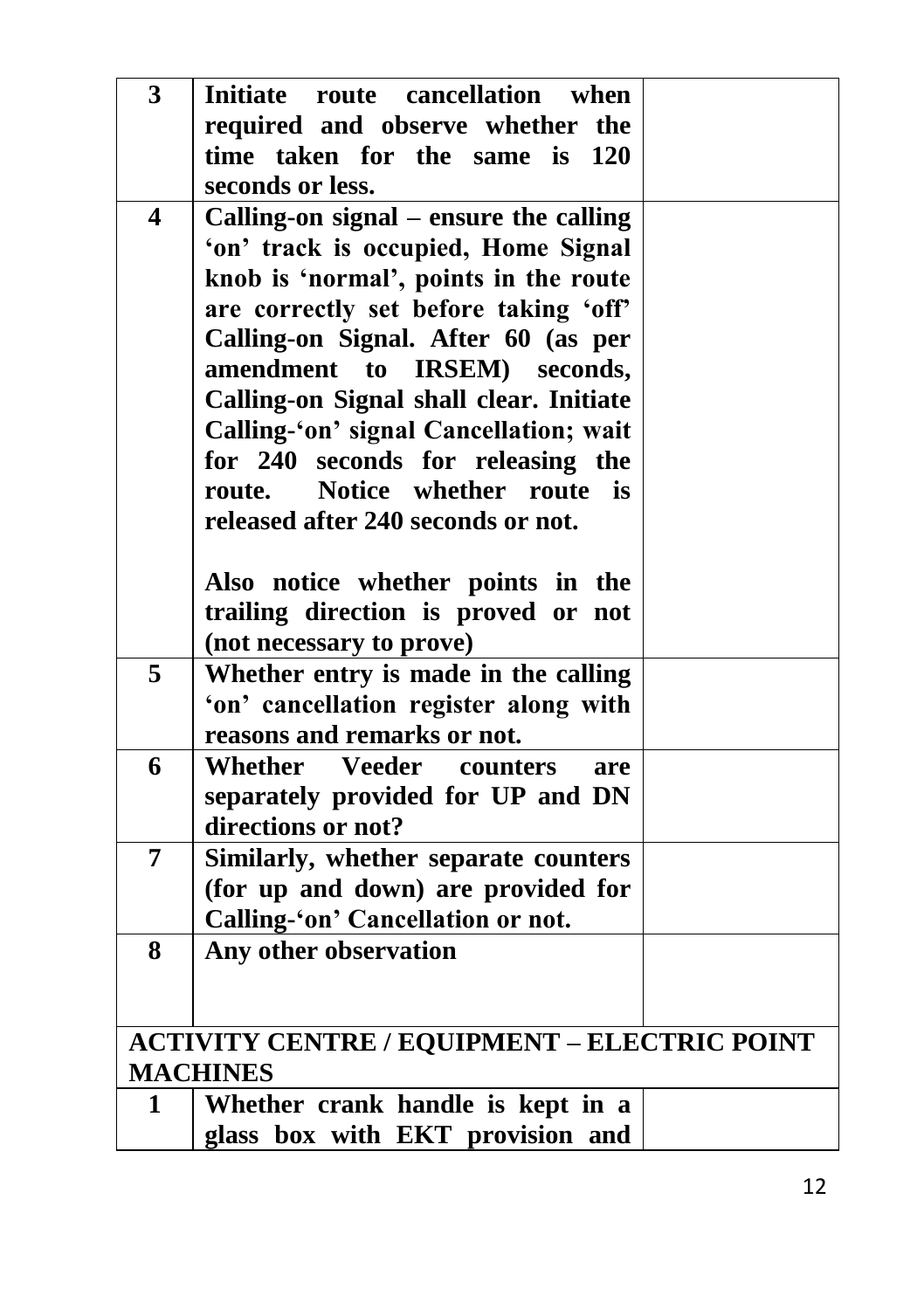| | | |
|---|---|---|
| **3** | **Initiate route cancellation when required and observe whether the time taken for the same is 120 seconds or less.** | |
| **4** | **Calling-on signal – ensure the calling 'on' track is occupied, Home Signal knob is 'normal', points in the route are correctly set before taking 'off' Calling-on Signal. After 60 (as per amendment to IRSEM) seconds, Calling-on Signal shall clear. Initiate Calling-'on' signal Cancellation; wait for 240 seconds for releasing the route. Notice whether route is released after 240 seconds or not.**<br><br>**Also notice whether points in the trailing direction is proved or not (not necessary to prove)** | |
| **5** | **Whether entry is made in the calling 'on' cancellation register along with reasons and remarks or not.** | |
| **6** | **Whether Veeder counters are separately provided for UP and DN directions or not?** | |
| **7** | **Similarly, whether separate counters (for up and down) are provided for Calling-'on' Cancellation or not.** | |
| **8** | **Any other observation** | |
| **ACTIVITY CENTRE / EQUIPMENT – ELECTRIC POINT MACHINES** | | |
| **1** | **Whether crank handle is kept in a glass box with EKT provision and** | |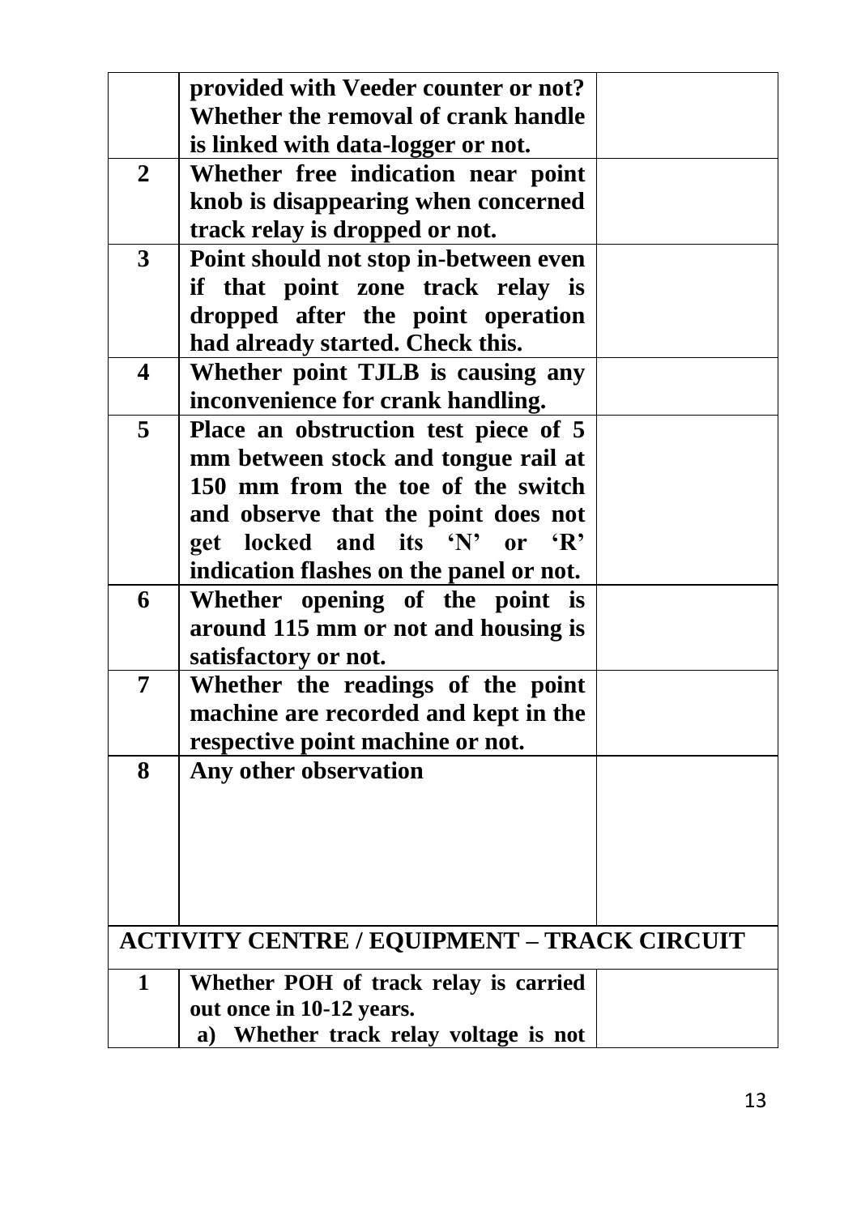| | | |
|---|---|---|
| | **provided with Veeder counter or not? Whether the removal of crank handle is linked with data-logger or not.** | |
| **2** | **Whether free indication near point knob is disappearing when concerned track relay is dropped or not.** | |
| **3** | **Point should not stop in-between even if that point zone track relay is dropped after the point operation had already started. Check this.** | |
| **4** | **Whether point TJLB is causing any inconvenience for crank handling.** | |
| **5** | **Place an obstruction test piece of 5 mm between stock and tongue rail at 150 mm from the toe of the switch and observe that the point does not get locked and its 'N' or 'R' indication flashes on the panel or not.** | |
| **6** | **Whether opening of the point is around 115 mm or not and housing is satisfactory or not.** | |
| **7** | **Whether the readings of the point machine are recorded and kept in the respective point machine or not.** | |
| **8** | **Any other observation** | |
| **ACTIVITY CENTRE / EQUIPMENT – TRACK CIRCUIT** | | |
| **1** | **Whether POH of track relay is carried out once in 10-12 years.**<br>**a) Whether track relay voltage is not** | |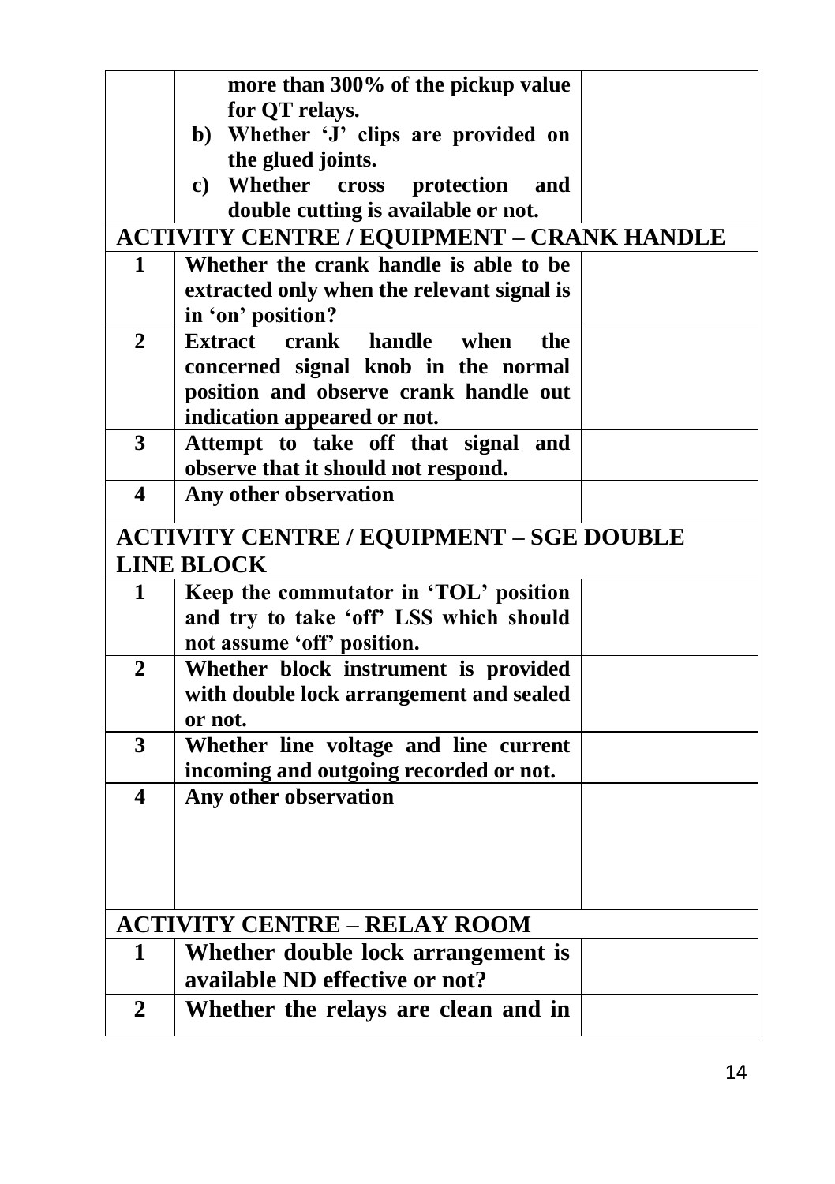| | | |
|---|---|---|
| | more than 300% of the pickup value for QT relays.<br>b) Whether 'J' clips are provided on the glued joints.<br>c) Whether cross protection and double cutting is available or not. | |
| **ACTIVITY CENTRE / EQUIPMENT – CRANK HANDLE** | | |
| 1 | Whether the crank handle is able to be extracted only when the relevant signal is in 'on' position? | |
| 2 | Extract crank handle when the concerned signal knob in the normal position and observe crank handle out indication appeared or not. | |
| 3 | Attempt to take off that signal and observe that it should not respond. | |
| 4 | Any other observation | |
| **ACTIVITY CENTRE / EQUIPMENT – SGE DOUBLE LINE BLOCK** | | |
| 1 | Keep the commutator in 'TOL' position and try to take 'off' LSS which should not assume 'off' position. | |
| 2 | Whether block instrument is provided with double lock arrangement and sealed or not. | |
| 3 | Whether line voltage and line current incoming and outgoing recorded or not. | |
| 4 | Any other observation | |
| **ACTIVITY CENTRE – RELAY ROOM** | | |
| 1 | Whether double lock arrangement is available ND effective or not? | |
| 2 | Whether the relays are clean and in | |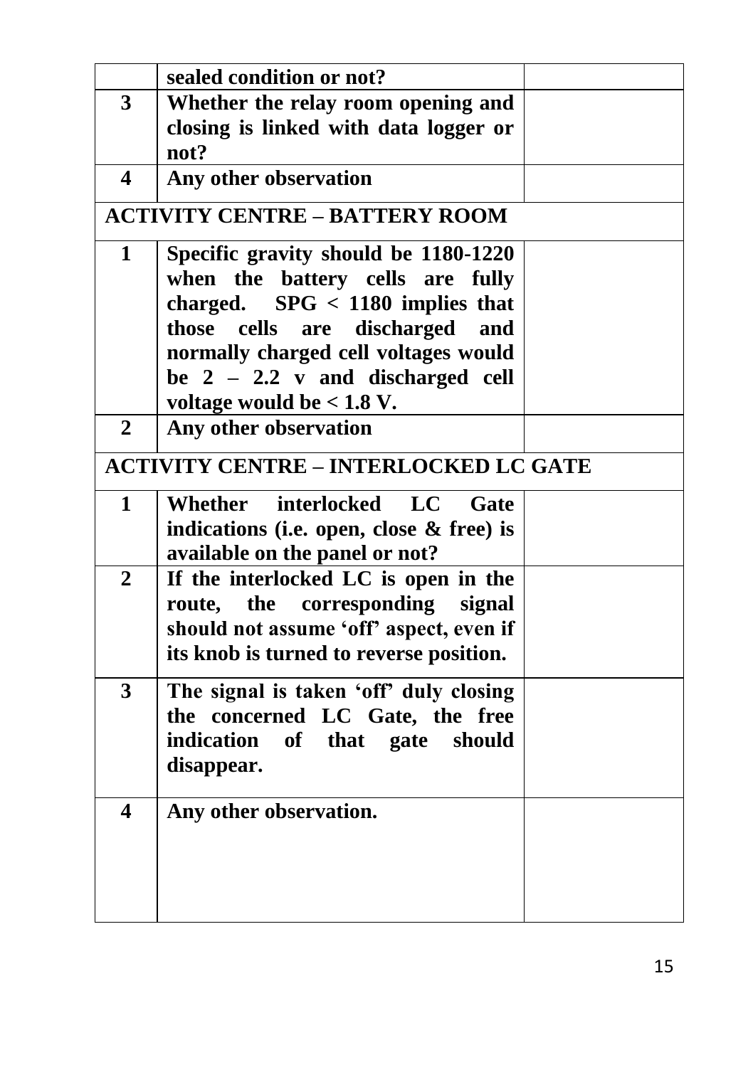| | | |
|---|---|---|
| | **sealed condition or not?** | |
| **3** | **Whether the relay room opening and closing is linked with data logger or not?** | |
| **4** | **Any other observation** | |
| **ACTIVITY CENTRE – BATTERY ROOM** | | |
| **1** | **Specific gravity should be 1180-1220 when the battery cells are fully charged. SPG < 1180 implies that those cells are discharged and normally charged cell voltages would be 2 – 2.2 v and discharged cell voltage would be < 1.8 V.** | |
| **2** | **Any other observation** | |
| **ACTIVITY CENTRE – INTERLOCKED LC GATE** | | |
| **1** | **Whether interlocked LC Gate indications (i.e. open, close & free) is available on the panel or not?** | |
| **2** | **If the interlocked LC is open in the route, the corresponding signal should not assume 'off' aspect, even if its knob is turned to reverse position.** | |
| **3** | **The signal is taken 'off' duly closing the concerned LC Gate, the free indication of that gate should disappear.** | |
| **4** | **Any other observation.** | |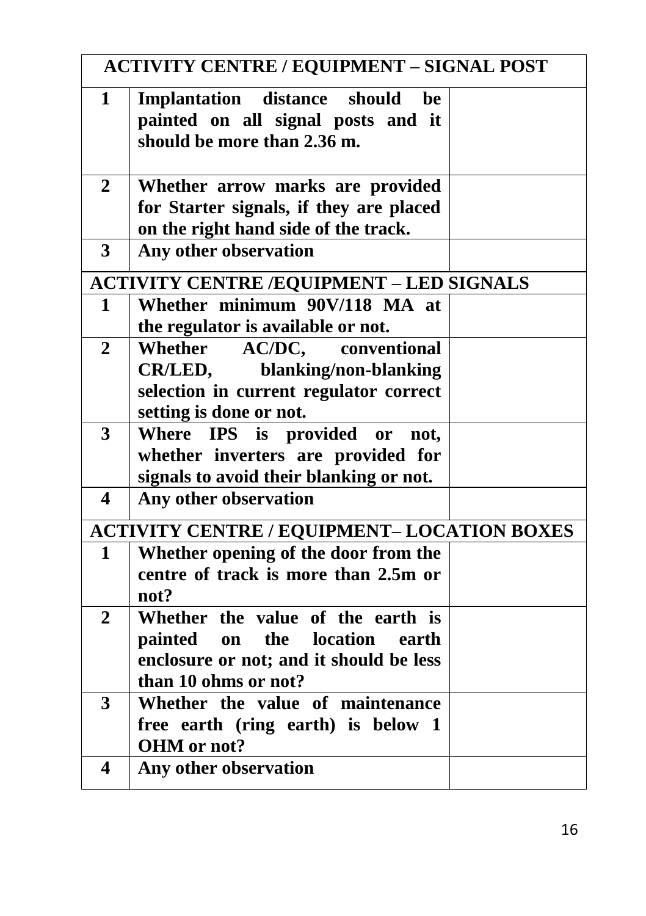| ACTIVITY CENTRE / EQUIPMENT – SIGNAL POST | | |
|---|---|---|
| **1** | **Implantation distance should be painted on all signal posts and it should be more than 2.36 m.** | |
| **2** | **Whether arrow marks are provided for Starter signals, if they are placed on the right hand side of the track.** | |
| **3** | **Any other observation** | |
| **ACTIVITY CENTRE /EQUIPMENT – LED SIGNALS** | | |
| **1** | **Whether minimum 90V/118 MA at the regulator is available or not.** | |
| **2** | **Whether AC/DC, conventional CR/LED, blanking/non-blanking selection in current regulator correct setting is done or not.** | |
| **3** | **Where IPS is provided or not, whether inverters are provided for signals to avoid their blanking or not.** | |
| **4** | **Any other observation** | |
| **ACTIVITY CENTRE / EQUIPMENT– LOCATION BOXES** | | |
| **1** | **Whether opening of the door from the centre of track is more than 2.5m or not?** | |
| **2** | **Whether the value of the earth is painted on the location earth enclosure or not; and it should be less than 10 ohms or not?** | |
| **3** | **Whether the value of maintenance free earth (ring earth) is below 1 OHM or not?** | |
| **4** | **Any other observation** | |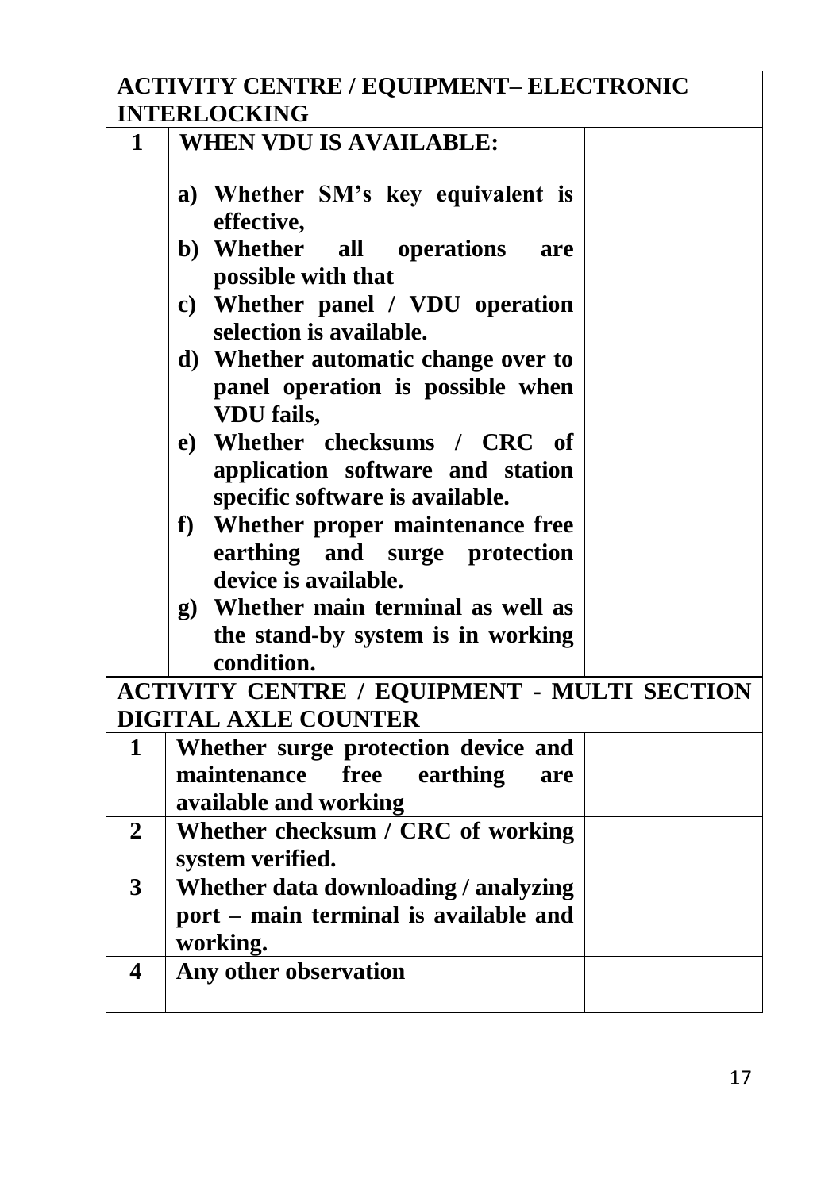| **ACTIVITY CENTRE / EQUIPMENT– ELECTRONIC INTERLOCKING** | | |
|---|---|---|
| **1** | **WHEN VDU IS AVAILABLE:**<br><br>**a) Whether SM's key equivalent is effective,**<br>**b) Whether all operations are possible with that**<br>**c) Whether panel / VDU operation selection is available.**<br>**d) Whether automatic change over to panel operation is possible when VDU fails,**<br>**e) Whether checksums / CRC of application software and station specific software is available.**<br>**f) Whether proper maintenance free earthing and surge protection device is available.**<br>**g) Whether main terminal as well as the stand-by system is in working condition.** | |
| **ACTIVITY CENTRE / EQUIPMENT - MULTI SECTION DIGITAL AXLE COUNTER** | | |
| **1** | **Whether surge protection device and maintenance free earthing are available and working** | |
| **2** | **Whether checksum / CRC of working system verified.** | |
| **3** | **Whether data downloading / analyzing port – main terminal is available and working.** | |
| **4** | **Any other observation** | |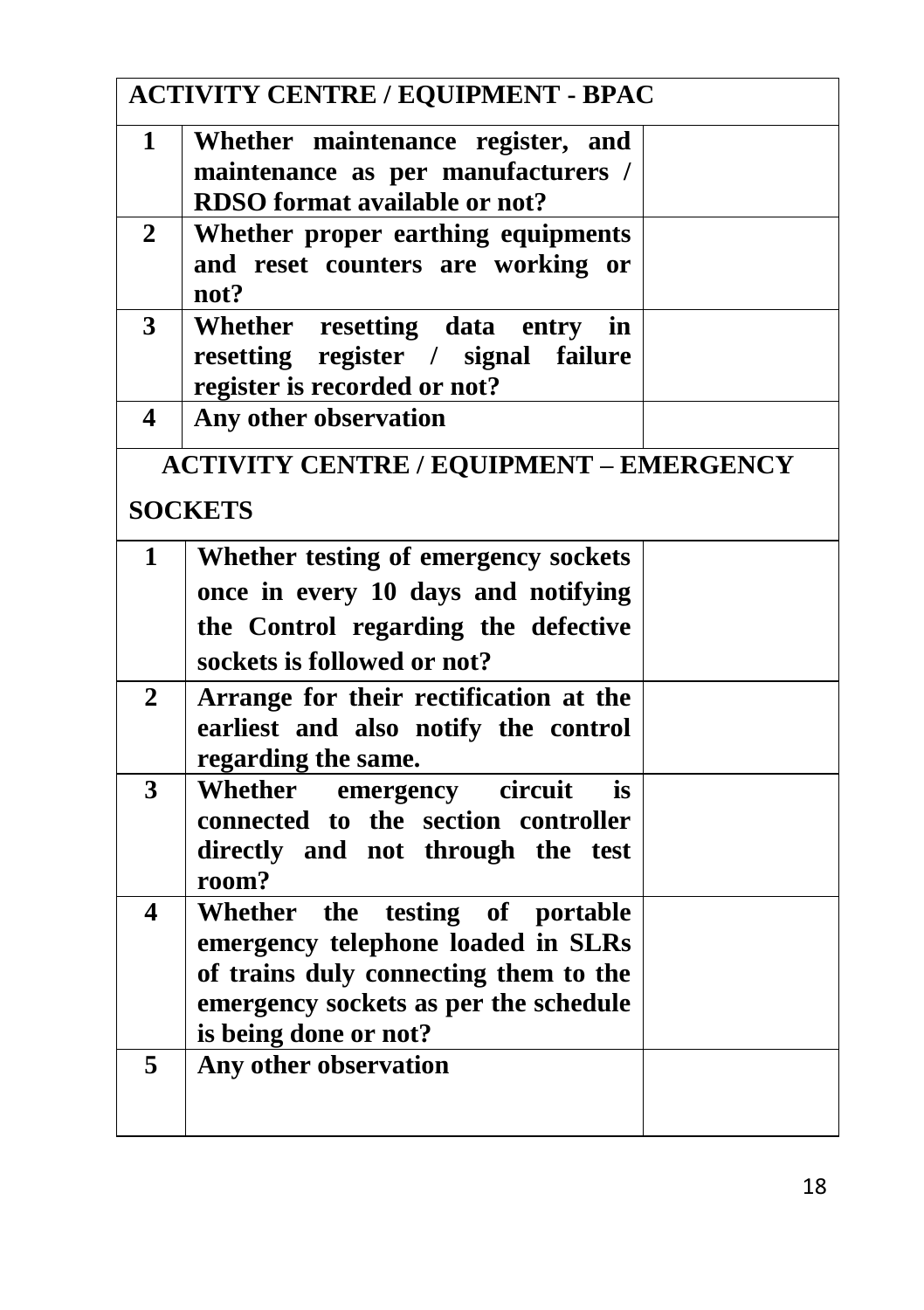| **ACTIVITY CENTRE / EQUIPMENT - BPAC** | | |
|---|---|---|
| **1** | **Whether maintenance register, and maintenance as per manufacturers / RDSO format available or not?** | |
| **2** | **Whether proper earthing equipments and reset counters are working or not?** | |
| **3** | **Whether resetting data entry in resetting register / signal failure register is recorded or not?** | |
| **4** | **Any other observation** | |
| **ACTIVITY CENTRE / EQUIPMENT – EMERGENCY SOCKETS** | | |
| **1** | **Whether testing of emergency sockets once in every 10 days and notifying the Control regarding the defective sockets is followed or not?** | |
| **2** | **Arrange for their rectification at the earliest and also notify the control regarding the same.** | |
| **3** | **Whether emergency circuit is connected to the section controller directly and not through the test room?** | |
| **4** | **Whether the testing of portable emergency telephone loaded in SLRs of trains duly connecting them to the emergency sockets as per the schedule is being done or not?** | |
| **5** | **Any other observation** | |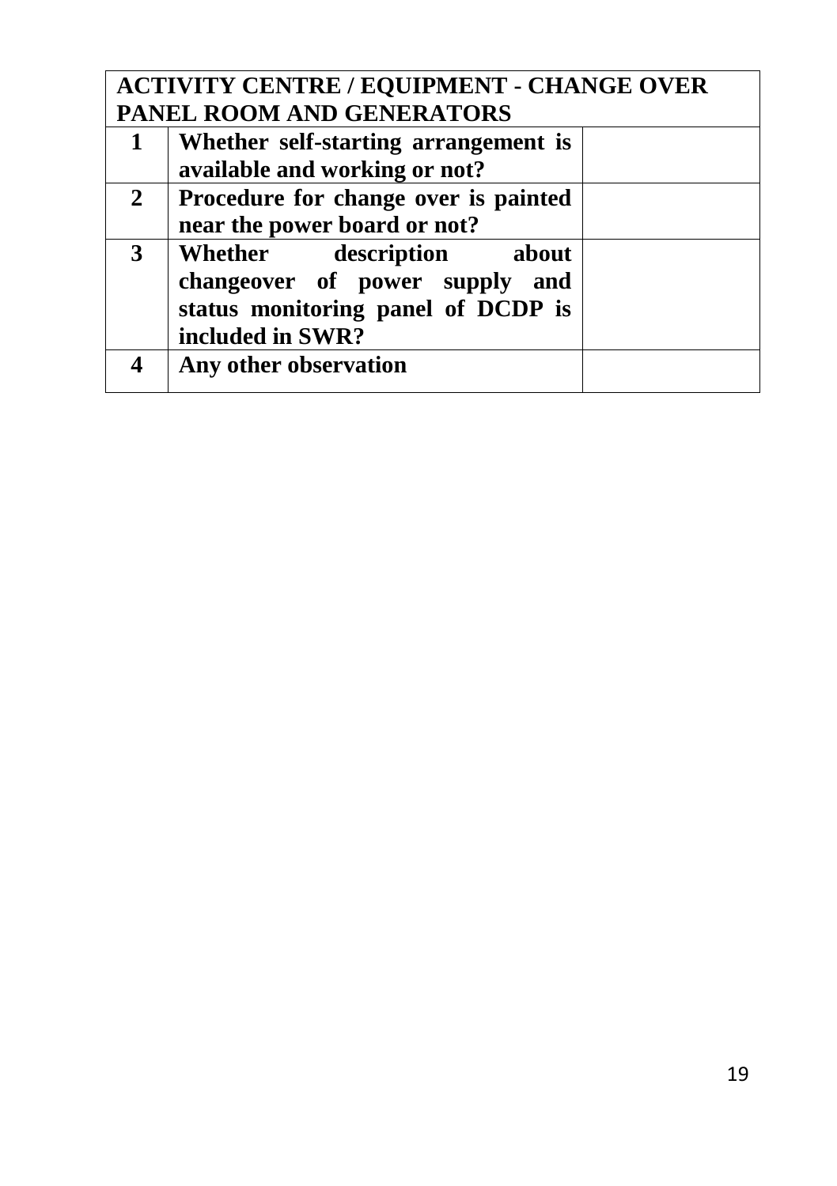| ACTIVITY CENTRE / EQUIPMENT - CHANGE OVER PANEL ROOM AND GENERATORS | | |
|---|---|---|
| **1** | **Whether self-starting arrangement is available and working or not?** | |
| **2** | **Procedure for change over is painted near the power board or not?** | |
| **3** | **Whether description about changeover of power supply and status monitoring panel of DCDP is included in SWR?** | |
| **4** | **Any other observation** | |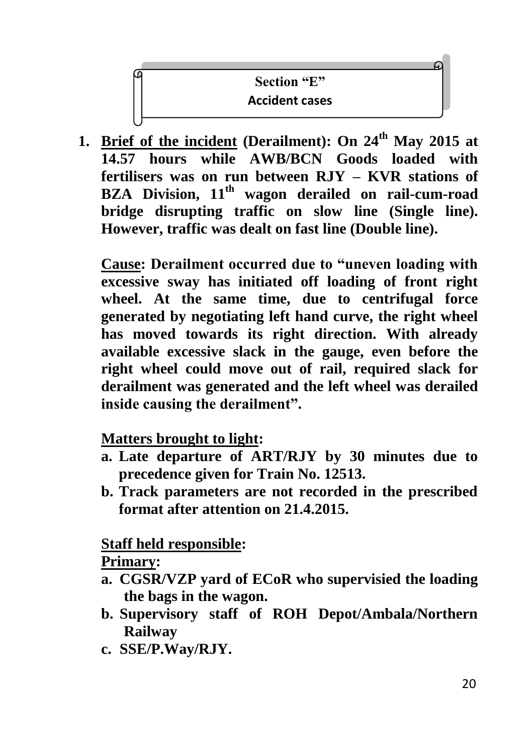## Section "E"
## Accident cases

1. **<u>Brief of the incident</u> (Derailment): On 24th May 2015 at 14.57 hours while AWB/BCN Goods loaded with fertilisers was on run between RJY – KVR stations of BZA Division, 11th wagon derailed on rail-cum-road bridge disrupting traffic on slow line (Single line). However, traffic was dealt on fast line (Double line).**

   **<u>Cause</u>: Derailment occurred due to "uneven loading with excessive sway has initiated off loading of front right wheel. At the same time, due to centrifugal force generated by negotiating left hand curve, the right wheel has moved towards its right direction. With already available excessive slack in the gauge, even before the right wheel could move out of rail, required slack for derailment was generated and the left wheel was derailed inside causing the derailment".**

   **<u>Matters brought to light</u>:**

   a. **Late departure of ART/RJY by 30 minutes due to precedence given for Train No. 12513.**
   b. **Track parameters are not recorded in the prescribed format after attention on 21.4.2015.**

   **<u>Staff held responsible</u>:**

   **<u>Primary</u>:**

   a. **CGSR/VZP yard of ECoR who supervisied the loading the bags in the wagon.**
   b. **Supervisory staff of ROH Depot/Ambala/Northern Railway**
   c. **SSE/P.Way/RJY.**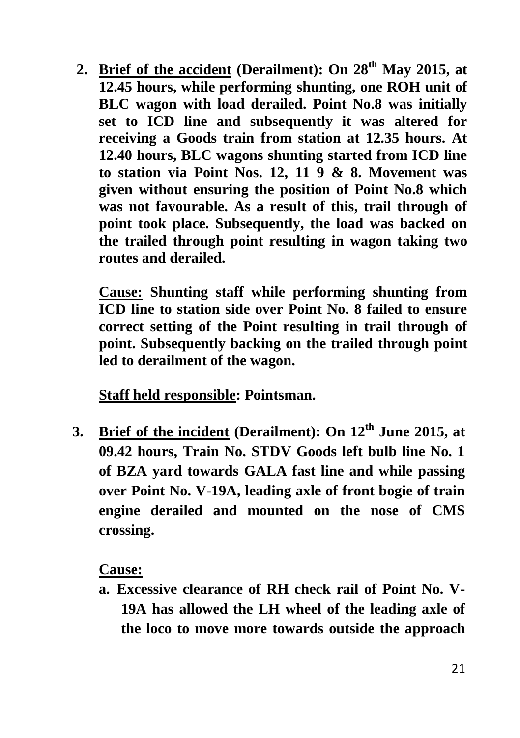2. **<u>Brief of the accident</u> (Derailment): On 28th May 2015, at 12.45 hours, while performing shunting, one ROH unit of BLC wagon with load derailed. Point No.8 was initially set to ICD line and subsequently it was altered for receiving a Goods train from station at 12.35 hours. At 12.40 hours, BLC wagons shunting started from ICD line to station via Point Nos. 12, 11 9 & 8. Movement was given without ensuring the position of Point No.8 which was not favourable. As a result of this, trail through of point took place. Subsequently, the load was backed on the trailed through point resulting in wagon taking two routes and derailed.**

   **<u>Cause:</u> Shunting staff while performing shunting from ICD line to station side over Point No. 8 failed to ensure correct setting of the Point resulting in trail through of point. Subsequently backing on the trailed through point led to derailment of the wagon.**

   **<u>Staff held responsible</u>: Pointsman.**

3. **<u>Brief of the incident</u> (Derailment): On 12th June 2015, at 09.42 hours, Train No. STDV Goods left bulb line No. 1 of BZA yard towards GALA fast line and while passing over Point No. V-19A, leading axle of front bogie of train engine derailed and mounted on the nose of CMS crossing.**

   **<u>Cause:</u>**

   a. **Excessive clearance of RH check rail of Point No. V-19A has allowed the LH wheel of the leading axle of the loco to move more towards outside the approach**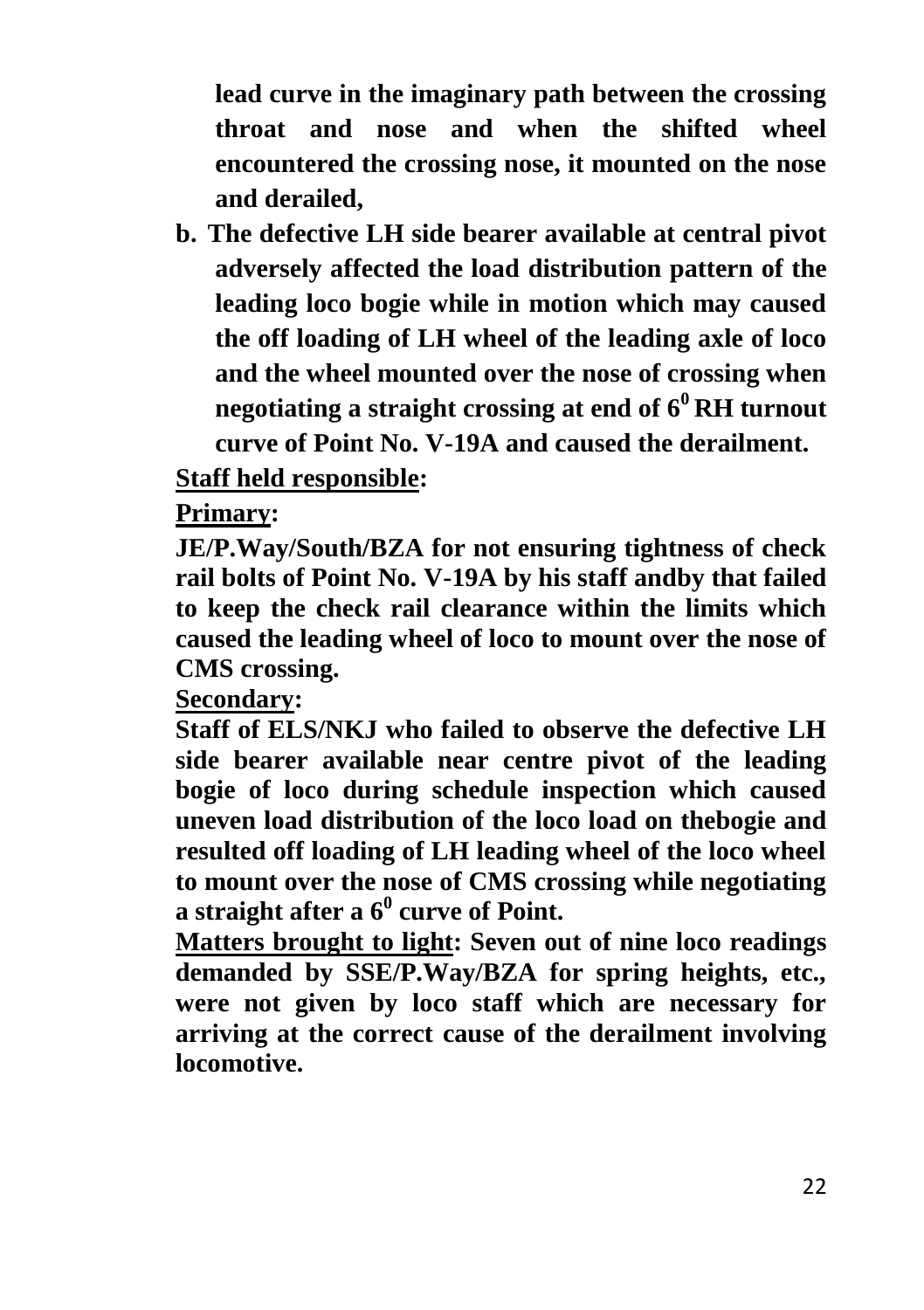**lead curve in the imaginary path between the crossing throat and nose and when the shifted wheel encountered the crossing nose, it mounted on the nose and derailed,**

**b. The defective LH side bearer available at central pivot adversely affected the load distribution pattern of the leading loco bogie while in motion which may caused the off loading of LH wheel of the leading axle of loco and the wheel mounted over the nose of crossing when negotiating a straight crossing at end of $6^0$ RH turnout curve of Point No. V-19A and caused the derailment.**

**Staff held responsible:**

**Primary:**

**JE/P.Way/South/BZA for not ensuring tightness of check rail bolts of Point No. V-19A by his staff andby that failed to keep the check rail clearance within the limits which caused the leading wheel of loco to mount over the nose of CMS crossing.**

**Secondary:**

**Staff of ELS/NKJ who failed to observe the defective LH side bearer available near centre pivot of the leading bogie of loco during schedule inspection which caused uneven load distribution of the loco load on thebogie and resulted off loading of LH leading wheel of the loco wheel to mount over the nose of CMS crossing while negotiating a straight after a $6^0$ curve of Point.**

**Matters brought to light: Seven out of nine loco readings demanded by SSE/P.Way/BZA for spring heights, etc., were not given by loco staff which are necessary for arriving at the correct cause of the derailment involving locomotive.**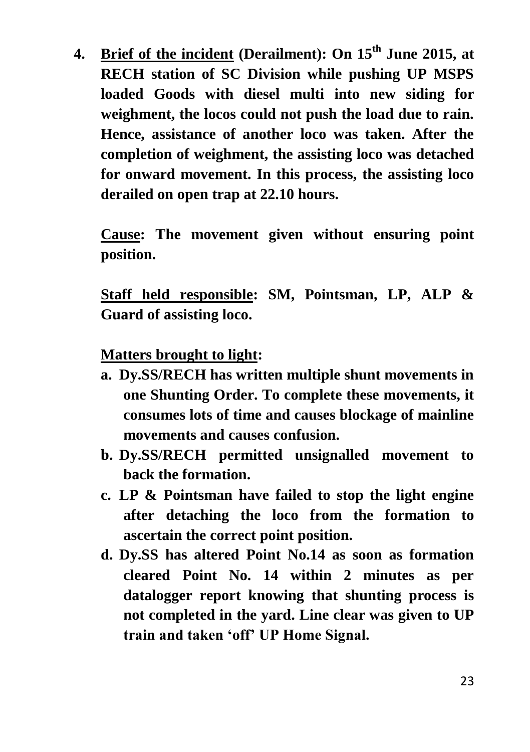**4. <u>Brief of the incident</u> (Derailment): On 15th June 2015, at RECH station of SC Division while pushing UP MSPS loaded Goods with diesel multi into new siding for weighment, the locos could not push the load due to rain. Hence, assistance of another loco was taken. After the completion of weighment, the assisting loco was detached for onward movement. In this process, the assisting loco derailed on open trap at 22.10 hours.**

**<u>Cause</u>: The movement given without ensuring point position.**

**<u>Staff held responsible</u>: SM, Pointsman, LP, ALP & Guard of assisting loco.**

**<u>Matters brought to light</u>:**

**a. Dy.SS/RECH has written multiple shunt movements in one Shunting Order. To complete these movements, it consumes lots of time and causes blockage of mainline movements and causes confusion.**

**b. Dy.SS/RECH permitted unsignalled movement to back the formation.**

**c. LP & Pointsman have failed to stop the light engine after detaching the loco from the formation to ascertain the correct point position.**

**d. Dy.SS has altered Point No.14 as soon as formation cleared Point No. 14 within 2 minutes as per datalogger report knowing that shunting process is not completed in the yard. Line clear was given to UP train and taken 'off' UP Home Signal.**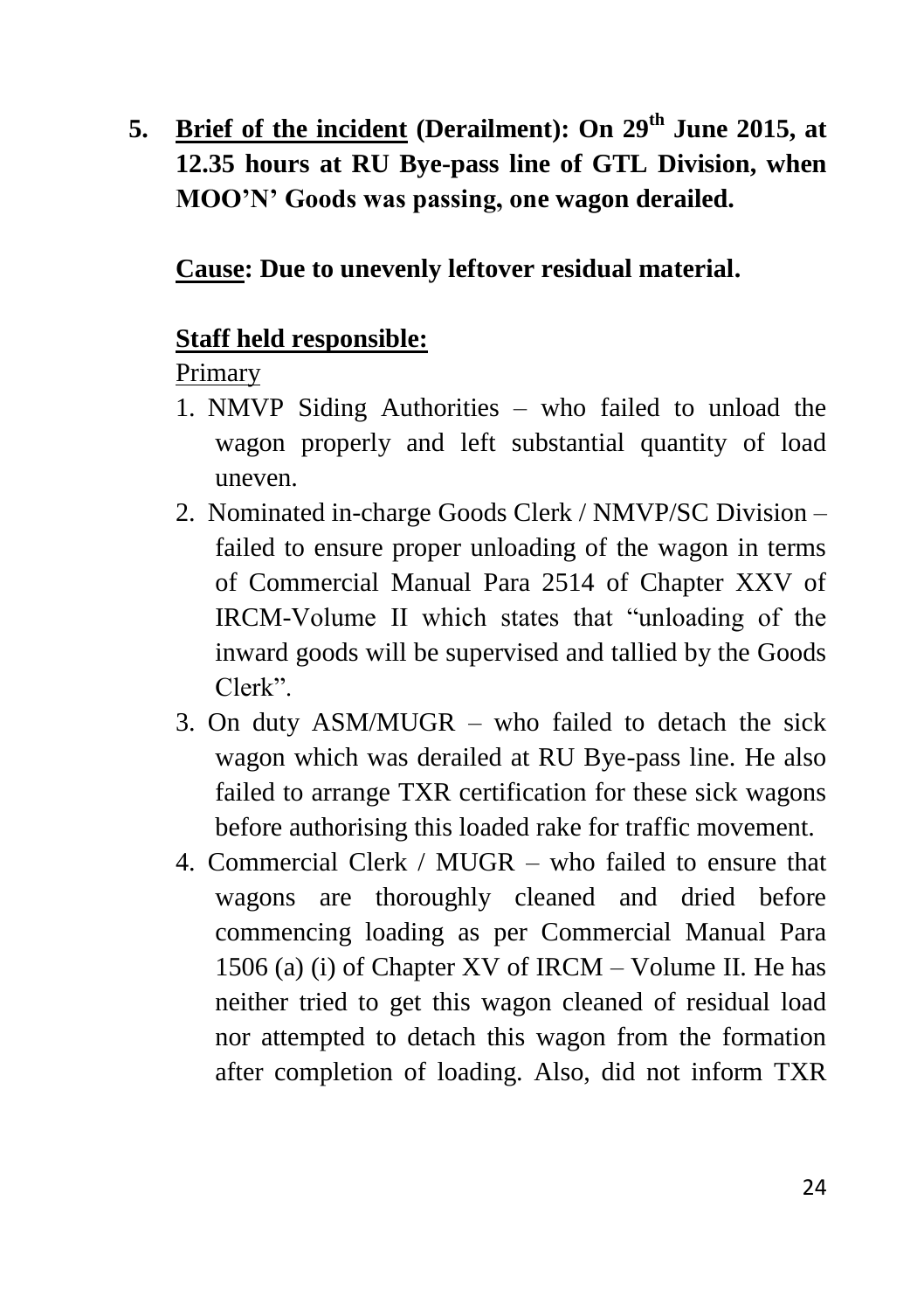**5. <u>Brief of the incident</u> (Derailment): On 29th June 2015, at 12.35 hours at RU Bye-pass line of GTL Division, when MOO'N' Goods was passing, one wagon derailed.**

**<u>Cause</u>: Due to unevenly leftover residual material.**

**<u>Staff held responsible:</u>**

<u>Primary</u>

1. NMVP Siding Authorities – who failed to unload the wagon properly and left substantial quantity of load uneven.
2. Nominated in-charge Goods Clerk / NMVP/SC Division – failed to ensure proper unloading of the wagon in terms of Commercial Manual Para 2514 of Chapter XXV of IRCM-Volume II which states that "unloading of the inward goods will be supervised and tallied by the Goods Clerk".
3. On duty ASM/MUGR – who failed to detach the sick wagon which was derailed at RU Bye-pass line. He also failed to arrange TXR certification for these sick wagons before authorising this loaded rake for traffic movement.
4. Commercial Clerk / MUGR – who failed to ensure that wagons are thoroughly cleaned and dried before commencing loading as per Commercial Manual Para 1506 (a) (i) of Chapter XV of IRCM – Volume II. He has neither tried to get this wagon cleaned of residual load nor attempted to detach this wagon from the formation after completion of loading. Also, did not inform TXR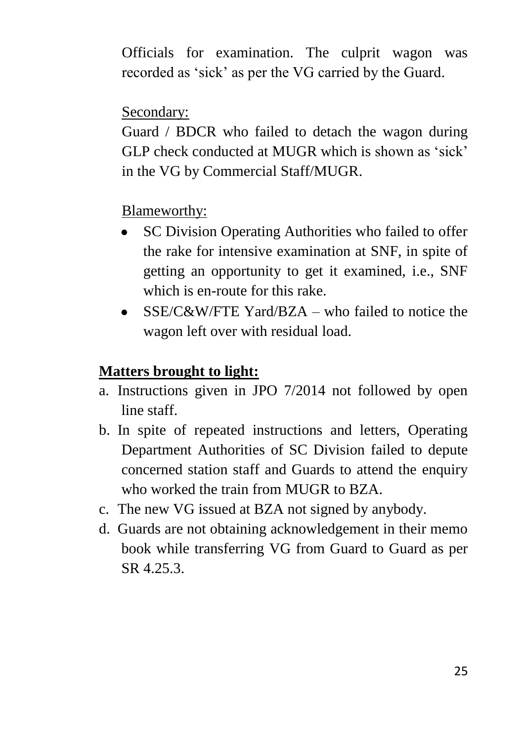Officials for examination. The culprit wagon was recorded as 'sick' as per the VG carried by the Guard.

Secondary:

Guard / BDCR who failed to detach the wagon during GLP check conducted at MUGR which is shown as 'sick' in the VG by Commercial Staff/MUGR.

Blameworthy:

- SC Division Operating Authorities who failed to offer the rake for intensive examination at SNF, in spite of getting an opportunity to get it examined, i.e., SNF which is en-route for this rake.
- SSE/C&W/FTE Yard/BZA – who failed to notice the wagon left over with residual load.

**Matters brought to light:**

a. Instructions given in JPO 7/2014 not followed by open line staff.
b. In spite of repeated instructions and letters, Operating Department Authorities of SC Division failed to depute concerned station staff and Guards to attend the enquiry who worked the train from MUGR to BZA.
c. The new VG issued at BZA not signed by anybody.
d. Guards are not obtaining acknowledgement in their memo book while transferring VG from Guard to Guard as per SR 4.25.3.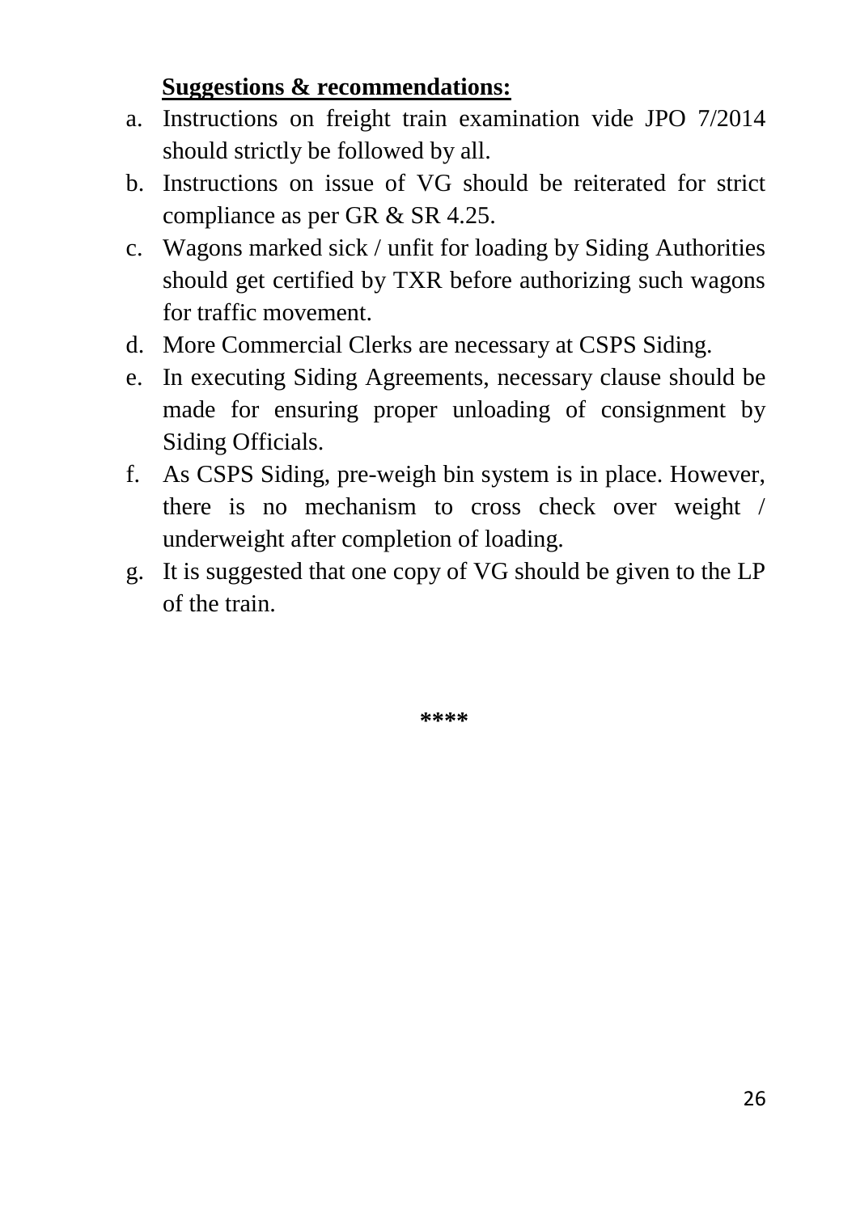**Suggestions & recommendations:**

a. Instructions on freight train examination vide JPO 7/2014 should strictly be followed by all.
b. Instructions on issue of VG should be reiterated for strict compliance as per GR & SR 4.25.
c. Wagons marked sick / unfit for loading by Siding Authorities should get certified by TXR before authorizing such wagons for traffic movement.
d. More Commercial Clerks are necessary at CSPS Siding.
e. In executing Siding Agreements, necessary clause should be made for ensuring proper unloading of consignment by Siding Officials.
f. As CSPS Siding, pre-weigh bin system is in place. However, there is no mechanism to cross check over weight / underweight after completion of loading.
g. It is suggested that one copy of VG should be given to the LP of the train.

****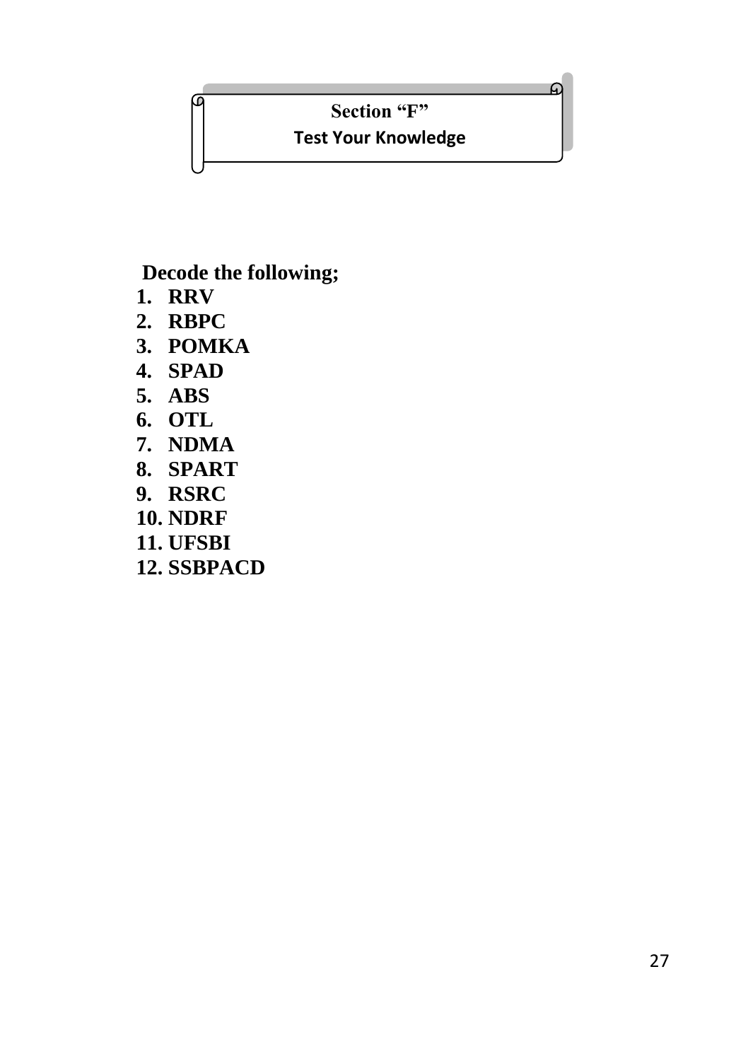# Section "F"

## Test Your Knowledge

**Decode the following;**

1. **RRV**
2. **RBPC**
3. **POMKA**
4. **SPAD**
5. **ABS**
6. **OTL**
7. **NDMA**
8. **SPART**
9. **RSRC**
10. **NDRF**
11. **UFSBI**
12. **SSBPACD**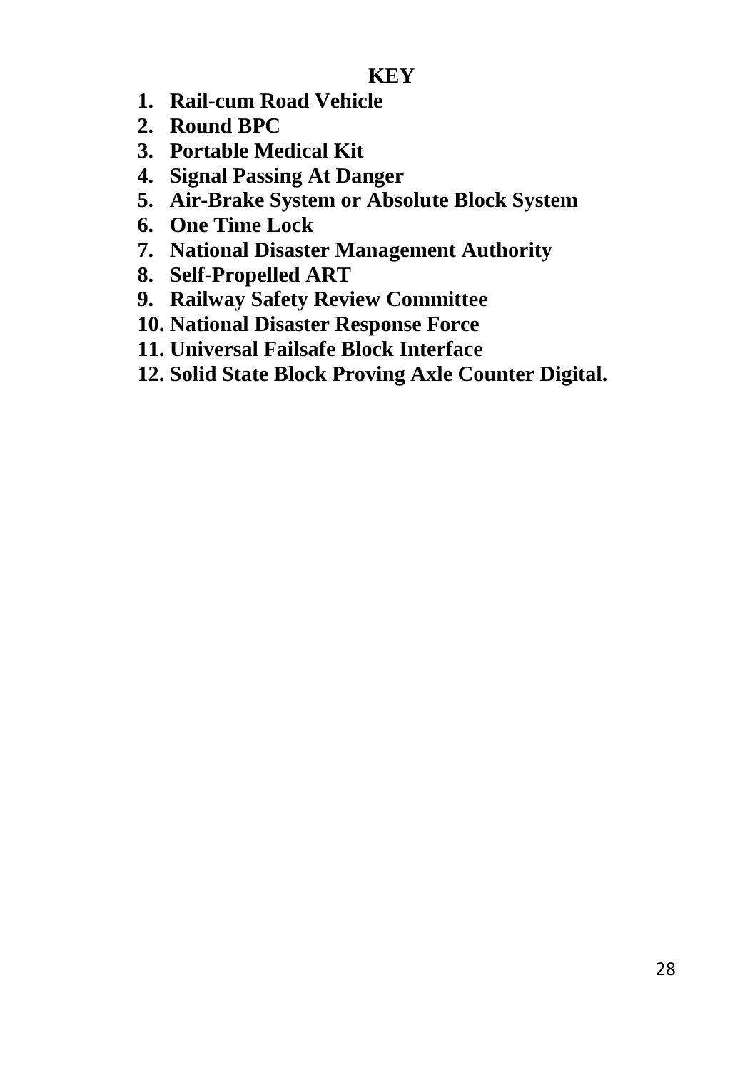**KEY**

1. **Rail-cum Road Vehicle**
2. **Round BPC**
3. **Portable Medical Kit**
4. **Signal Passing At Danger**
5. **Air-Brake System or Absolute Block System**
6. **One Time Lock**
7. **National Disaster Management Authority**
8. **Self-Propelled ART**
9. **Railway Safety Review Committee**
10. **National Disaster Response Force**
11. **Universal Failsafe Block Interface**
12. **Solid State Block Proving Axle Counter Digital.**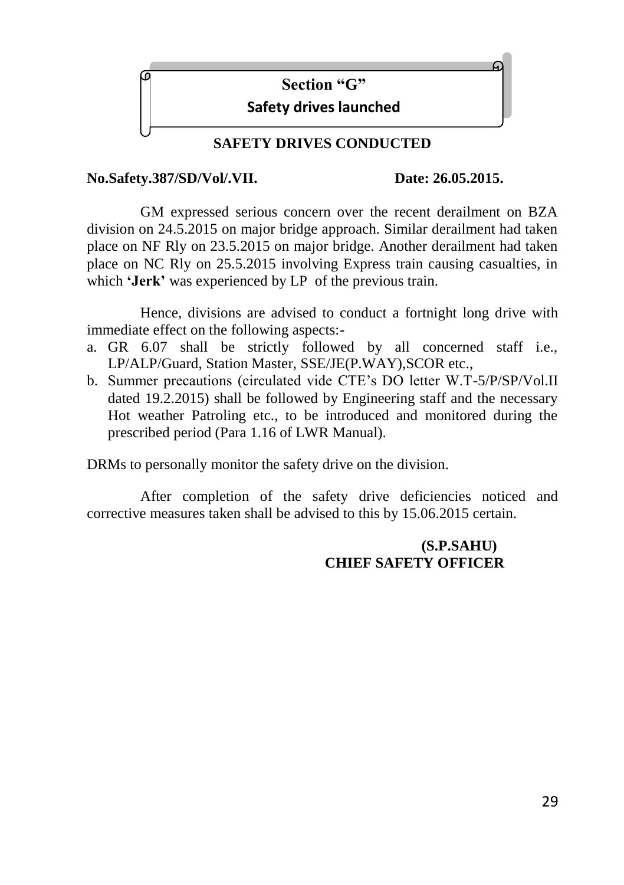# Section "G"

## Safety drives launched

### SAFETY DRIVES CONDUCTED

**No.Safety.387/SD/Vol/.VII.** **Date: 26.05.2015.**

GM expressed serious concern over the recent derailment on BZA division on 24.5.2015 on major bridge approach. Similar derailment had taken place on NF Rly on 23.5.2015 on major bridge. Another derailment had taken place on NC Rly on 25.5.2015 involving Express train causing casualties, in which **'Jerk'** was experienced by LP of the previous train.

Hence, divisions are advised to conduct a fortnight long drive with immediate effect on the following aspects:-

a. GR 6.07 shall be strictly followed by all concerned staff i.e., LP/ALP/Guard, Station Master, SSE/JE(P.WAY),SCOR etc.,
b. Summer precautions (circulated vide CTE's DO letter W.T-5/P/SP/Vol.II dated 19.2.2015) shall be followed by Engineering staff and the necessary Hot weather Patroling etc., to be introduced and monitored during the prescribed period (Para 1.16 of LWR Manual).

DRMs to personally monitor the safety drive on the division.

After completion of the safety drive deficiencies noticed and corrective measures taken shall be advised to this by 15.06.2015 certain.

**(S.P.SAHU)**
**CHIEF SAFETY OFFICER**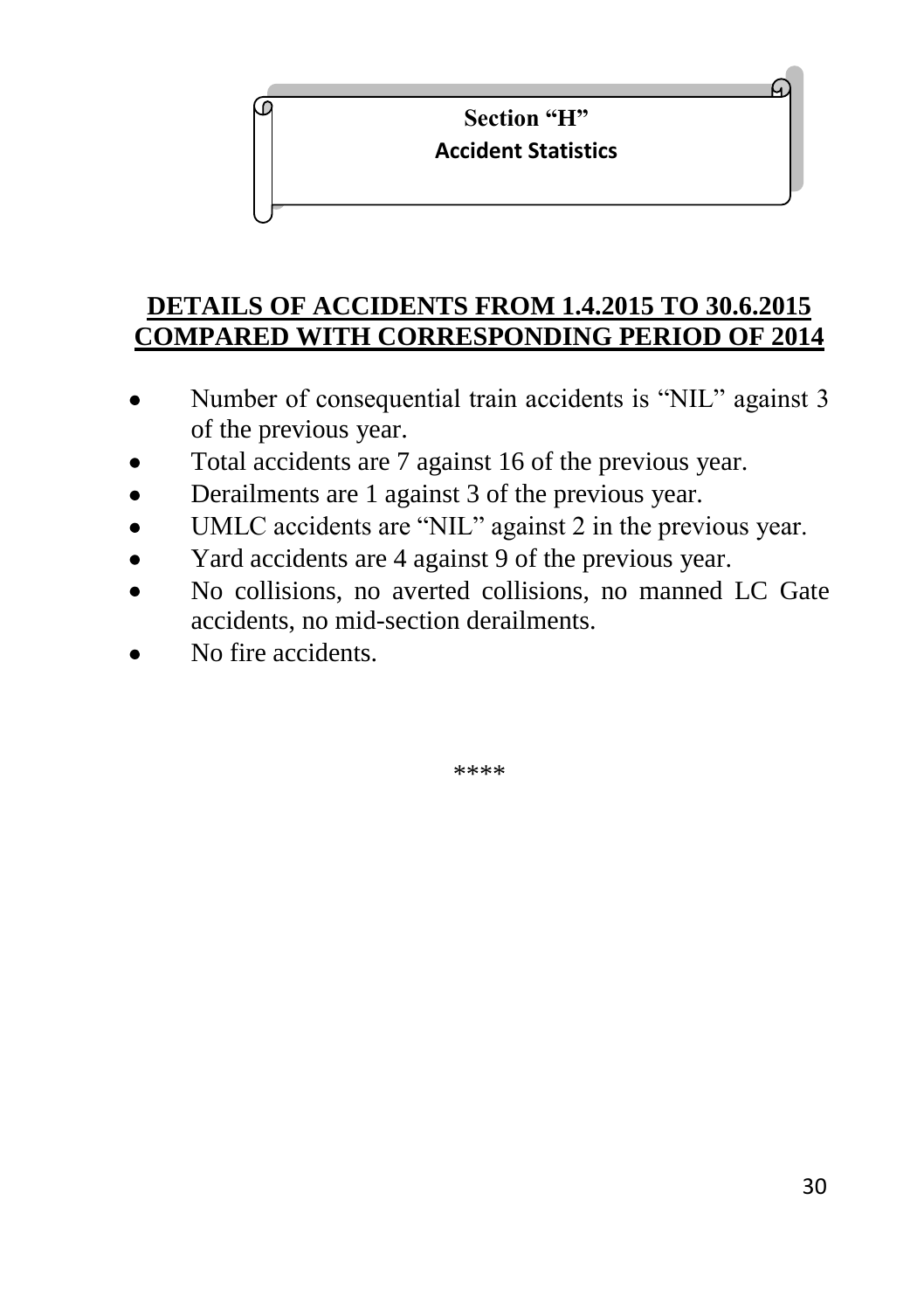# Section "H"
## Accident Statistics

**DETAILS OF ACCIDENTS FROM 1.4.2015 TO 30.6.2015 COMPARED WITH CORRESPONDING PERIOD OF 2014**

- Number of consequential train accidents is "NIL" against 3 of the previous year.
- Total accidents are 7 against 16 of the previous year.
- Derailments are 1 against 3 of the previous year.
- UMLC accidents are "NIL" against 2 in the previous year.
- Yard accidents are 4 against 9 of the previous year.
- No collisions, no averted collisions, no manned LC Gate accidents, no mid-section derailments.
- No fire accidents.

****